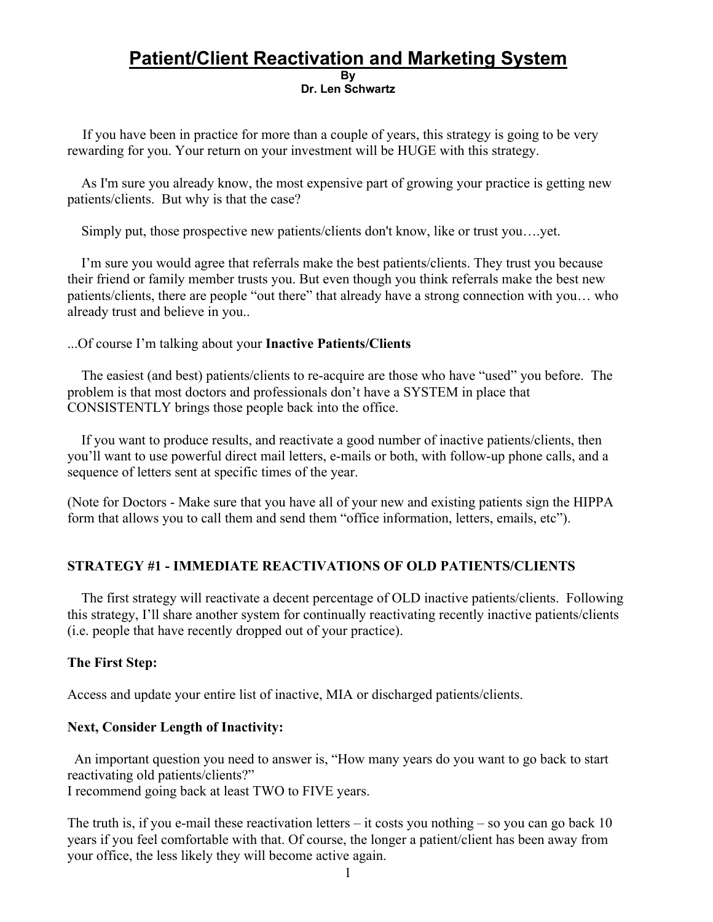# Patient/Client Reactivation and Marketing System

**By**
**Dr. Len Schwartz**

If you have been in practice for more than a couple of years, this strategy is going to be very rewarding for you. Your return on your investment will be HUGE with this strategy.

As I'm sure you already know, the most expensive part of growing your practice is getting new patients/clients. But why is that the case?

Simply put, those prospective new patients/clients don't know, like or trust you….yet.

I'm sure you would agree that referrals make the best patients/clients. They trust you because their friend or family member trusts you. But even though you think referrals make the best new patients/clients, there are people "out there" that already have a strong connection with you… who already trust and believe in you..

...Of course I'm talking about your **Inactive Patients/Clients**

The easiest (and best) patients/clients to re-acquire are those who have "used" you before. The problem is that most doctors and professionals don't have a SYSTEM in place that CONSISTENTLY brings those people back into the office.

If you want to produce results, and reactivate a good number of inactive patients/clients, then you'll want to use powerful direct mail letters, e-mails or both, with follow-up phone calls, and a sequence of letters sent at specific times of the year.

(Note for Doctors - Make sure that you have all of your new and existing patients sign the HIPPA form that allows you to call them and send them "office information, letters, emails, etc").

### STRATEGY #1 - IMMEDIATE REACTIVATIONS OF OLD PATIENTS/CLIENTS

The first strategy will reactivate a decent percentage of OLD inactive patients/clients. Following this strategy, I'll share another system for continually reactivating recently inactive patients/clients (i.e. people that have recently dropped out of your practice).

**The First Step:**

Access and update your entire list of inactive, MIA or discharged patients/clients.

**Next, Consider Length of Inactivity:**

An important question you need to answer is, "How many years do you want to go back to start reactivating old patients/clients?"
I recommend going back at least TWO to FIVE years.

The truth is, if you e-mail these reactivation letters – it costs you nothing – so you can go back 10 years if you feel comfortable with that. Of course, the longer a patient/client has been away from your office, the less likely they will become active again.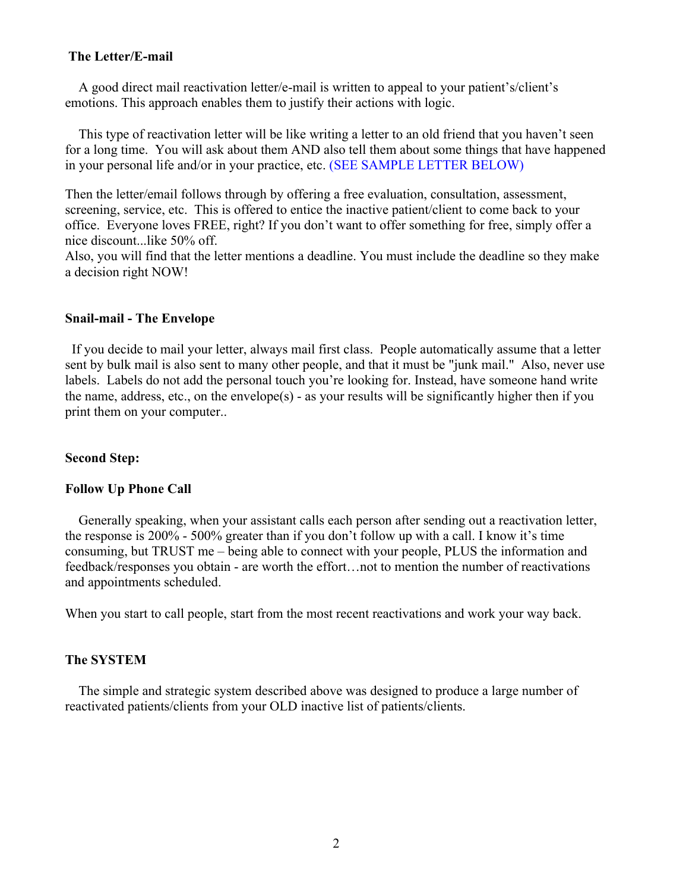**The Letter/E-mail**

A good direct mail reactivation letter/e-mail is written to appeal to your patient's/client's emotions. This approach enables them to justify their actions with logic.

This type of reactivation letter will be like writing a letter to an old friend that you haven't seen for a long time. You will ask about them AND also tell them about some things that have happened in your personal life and/or in your practice, etc. (SEE SAMPLE LETTER BELOW)

Then the letter/email follows through by offering a free evaluation, consultation, assessment, screening, service, etc. This is offered to entice the inactive patient/client to come back to your office. Everyone loves FREE, right? If you don't want to offer something for free, simply offer a nice discount...like 50% off.
Also, you will find that the letter mentions a deadline. You must include the deadline so they make a decision right NOW!

**Snail-mail - The Envelope**

If you decide to mail your letter, always mail first class. People automatically assume that a letter sent by bulk mail is also sent to many other people, and that it must be "junk mail." Also, never use labels. Labels do not add the personal touch you're looking for. Instead, have someone hand write the name, address, etc., on the envelope(s) - as your results will be significantly higher then if you print them on your computer..

**Second Step:**

**Follow Up Phone Call**

Generally speaking, when your assistant calls each person after sending out a reactivation letter, the response is 200% - 500% greater than if you don't follow up with a call. I know it's time consuming, but TRUST me – being able to connect with your people, PLUS the information and feedback/responses you obtain - are worth the effort…not to mention the number of reactivations and appointments scheduled.

When you start to call people, start from the most recent reactivations and work your way back.

**The SYSTEM**

The simple and strategic system described above was designed to produce a large number of reactivated patients/clients from your OLD inactive list of patients/clients.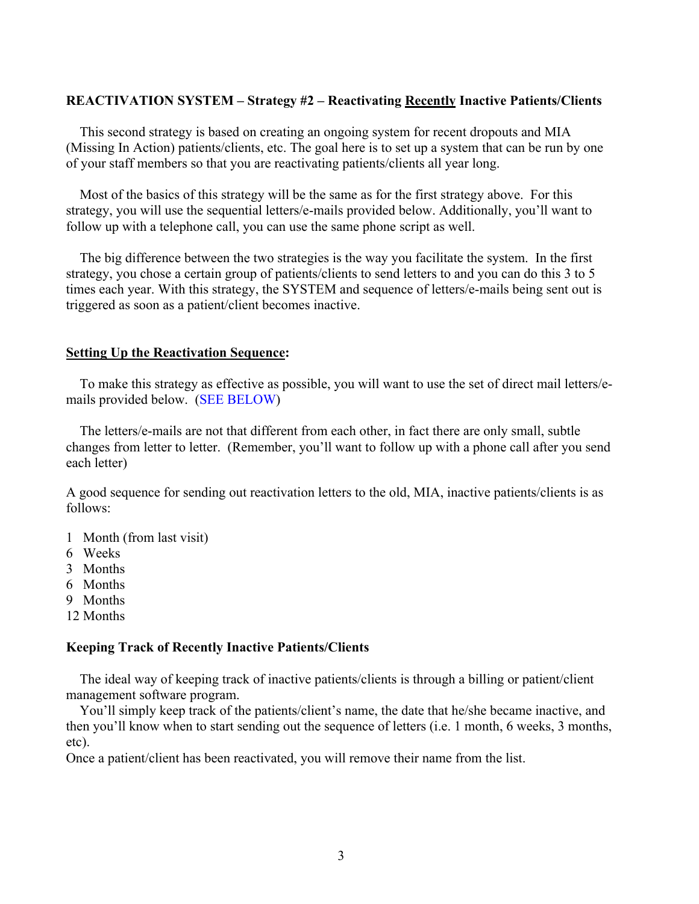**REACTIVATION SYSTEM – Strategy #2 – Reactivating <u>Recently</u> Inactive Patients/Clients**

This second strategy is based on creating an ongoing system for recent dropouts and MIA (Missing In Action) patients/clients, etc. The goal here is to set up a system that can be run by one of your staff members so that you are reactivating patients/clients all year long.

Most of the basics of this strategy will be the same as for the first strategy above. For this strategy, you will use the sequential letters/e-mails provided below. Additionally, you'll want to follow up with a telephone call, you can use the same phone script as well.

The big difference between the two strategies is the way you facilitate the system. In the first strategy, you chose a certain group of patients/clients to send letters to and you can do this 3 to 5 times each year. With this strategy, the SYSTEM and sequence of letters/e-mails being sent out is triggered as soon as a patient/client becomes inactive.

**<u>Setting Up the Reactivation Sequence</u>:**

To make this strategy as effective as possible, you will want to use the set of direct mail letters/e-mails provided below. (SEE BELOW)

The letters/e-mails are not that different from each other, in fact there are only small, subtle changes from letter to letter. (Remember, you'll want to follow up with a phone call after you send each letter)

A good sequence for sending out reactivation letters to the old, MIA, inactive patients/clients is as follows:

1 Month (from last visit)
6 Weeks
3 Months
6 Months
9 Months
12 Months

**Keeping Track of Recently Inactive Patients/Clients**

The ideal way of keeping track of inactive patients/clients is through a billing or patient/client management software program.

You'll simply keep track of the patients/client's name, the date that he/she became inactive, and then you'll know when to start sending out the sequence of letters (i.e. 1 month, 6 weeks, 3 months, etc).

Once a patient/client has been reactivated, you will remove their name from the list.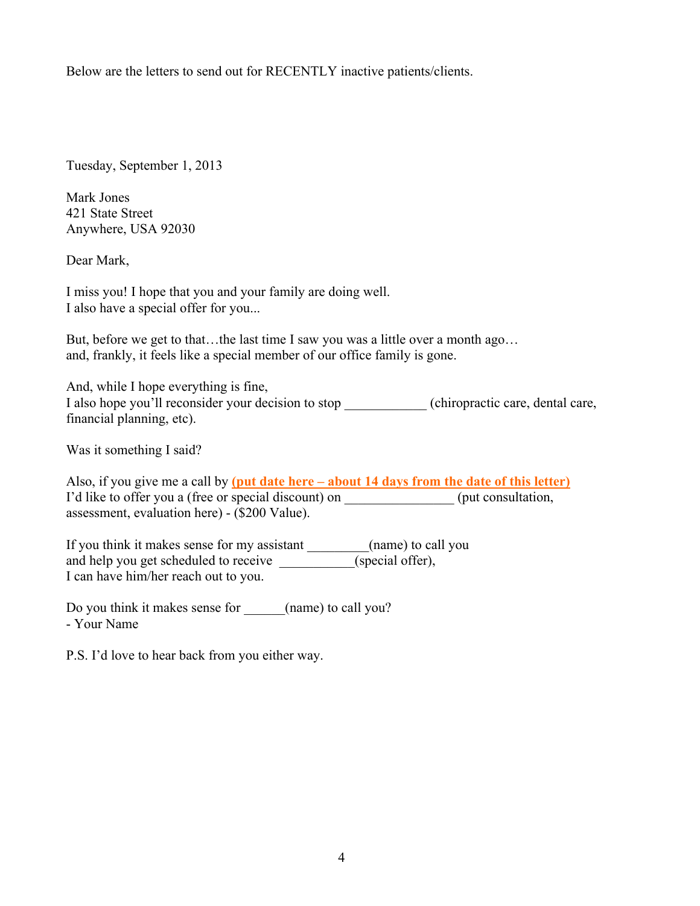Below are the letters to send out for RECENTLY inactive patients/clients.

Tuesday, September 1, 2013

Mark Jones
421 State Street
Anywhere, USA 92030

Dear Mark,

I miss you! I hope that you and your family are doing well.
I also have a special offer for you...

But, before we get to that…the last time I saw you was a little over a month ago…
and, frankly, it feels like a special member of our office family is gone.

And, while I hope everything is fine,
I also hope you'll reconsider your decision to stop ____________ (chiropractic care, dental care, financial planning, etc).

Was it something I said?

Also, if you give me a call by **(put date here – about 14 days from the date of this letter)**
I'd like to offer you a (free or special discount) on ________________ (put consultation, assessment, evaluation here) - ($200 Value).

If you think it makes sense for my assistant _________(name) to call you
and help you get scheduled to receive ___________(special offer),
I can have him/her reach out to you.

Do you think it makes sense for ______(name) to call you?
- Your Name

P.S. I'd love to hear back from you either way.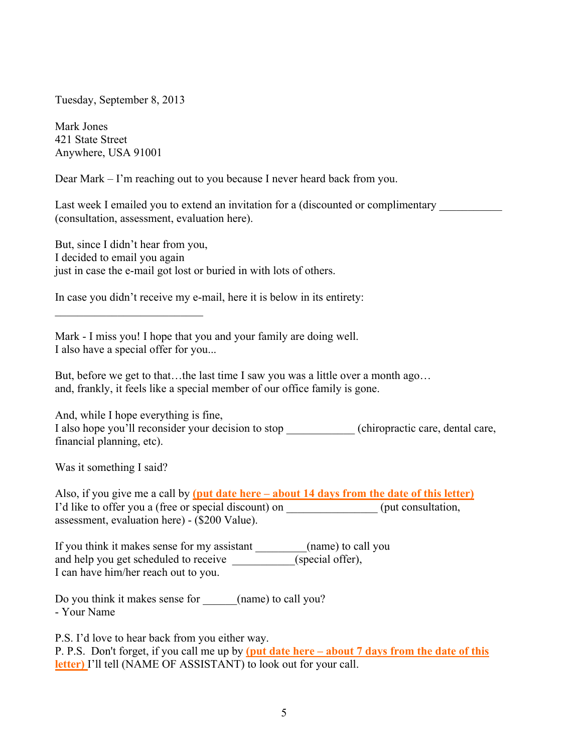Tuesday, September 8, 2013

Mark Jones
421 State Street
Anywhere, USA 91001

Dear Mark – I'm reaching out to you because I never heard back from you.

Last week I emailed you to extend an invitation for a (discounted or complimentary ___________ (consultation, assessment, evaluation here).

But, since I didn't hear from you,
I decided to email you again
just in case the e-mail got lost or buried in with lots of others.

In case you didn't receive my e-mail, here it is below in its entirety:

___________________________

Mark - I miss you! I hope that you and your family are doing well.
I also have a special offer for you...

But, before we get to that…the last time I saw you was a little over a month ago…
and, frankly, it feels like a special member of our office family is gone.

And, while I hope everything is fine,
I also hope you'll reconsider your decision to stop ____________ (chiropractic care, dental care, financial planning, etc).

Was it something I said?

Also, if you give me a call by **(put date here – about 14 days from the date of this letter)**
I'd like to offer you a (free or special discount) on ________________ (put consultation, assessment, evaluation here) - ($200 Value).

If you think it makes sense for my assistant _________(name) to call you
and help you get scheduled to receive ___________(special offer),
I can have him/her reach out to you.

Do you think it makes sense for ______(name) to call you?
- Your Name

P.S. I'd love to hear back from you either way.
P. P.S. Don't forget, if you call me up by **(put date here – about 7 days from the date of this letter)** I'll tell (NAME OF ASSISTANT) to look out for your call.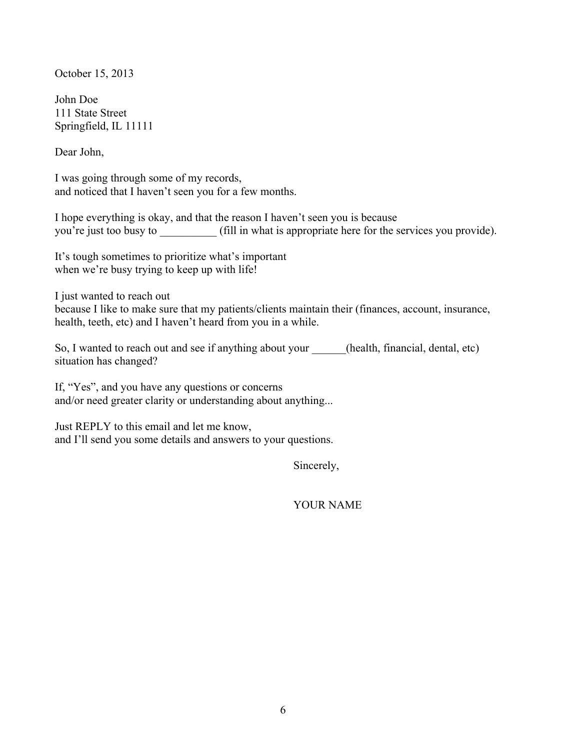October 15, 2013

John Doe
111 State Street
Springfield, IL 11111

Dear John,

I was going through some of my records,
and noticed that I haven't seen you for a few months.

I hope everything is okay, and that the reason I haven't seen you is because
you're just too busy to __________ (fill in what is appropriate here for the services you provide).

It's tough sometimes to prioritize what's important
when we're busy trying to keep up with life!

I just wanted to reach out
because I like to make sure that my patients/clients maintain their (finances, account, insurance, health, teeth, etc) and I haven't heard from you in a while.

So, I wanted to reach out and see if anything about your ______(health, financial, dental, etc) situation has changed?

If, "Yes", and you have any questions or concerns
and/or need greater clarity or understanding about anything...

Just REPLY to this email and let me know,
and I'll send you some details and answers to your questions.

Sincerely,

YOUR NAME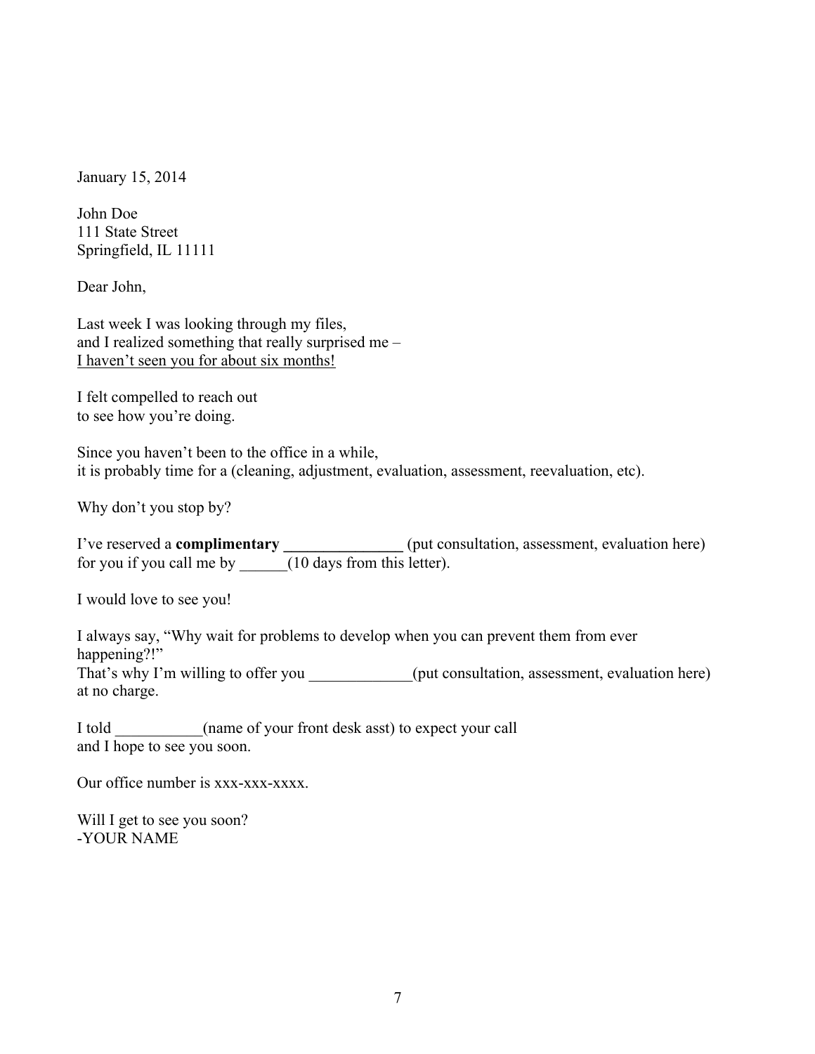January 15, 2014

John Doe
111 State Street
Springfield, IL 11111

Dear John,

Last week I was looking through my files,
and I realized something that really surprised me –
<u>I haven't seen you for about six months!</u>

I felt compelled to reach out
to see how you're doing.

Since you haven't been to the office in a while,
it is probably time for a (cleaning, adjustment, evaluation, assessment, reevaluation, etc).

Why don't you stop by?

I've reserved a **complimentary _______________** (put consultation, assessment, evaluation here)
for you if you call me by ______(10 days from this letter).

I would love to see you!

I always say, "Why wait for problems to develop when you can prevent them from ever happening?!"
That's why I'm willing to offer you _____________(put consultation, assessment, evaluation here) at no charge.

I told ___________(name of your front desk asst) to expect your call
and I hope to see you soon.

Our office number is xxx-xxx-xxxx.

Will I get to see you soon?
-YOUR NAME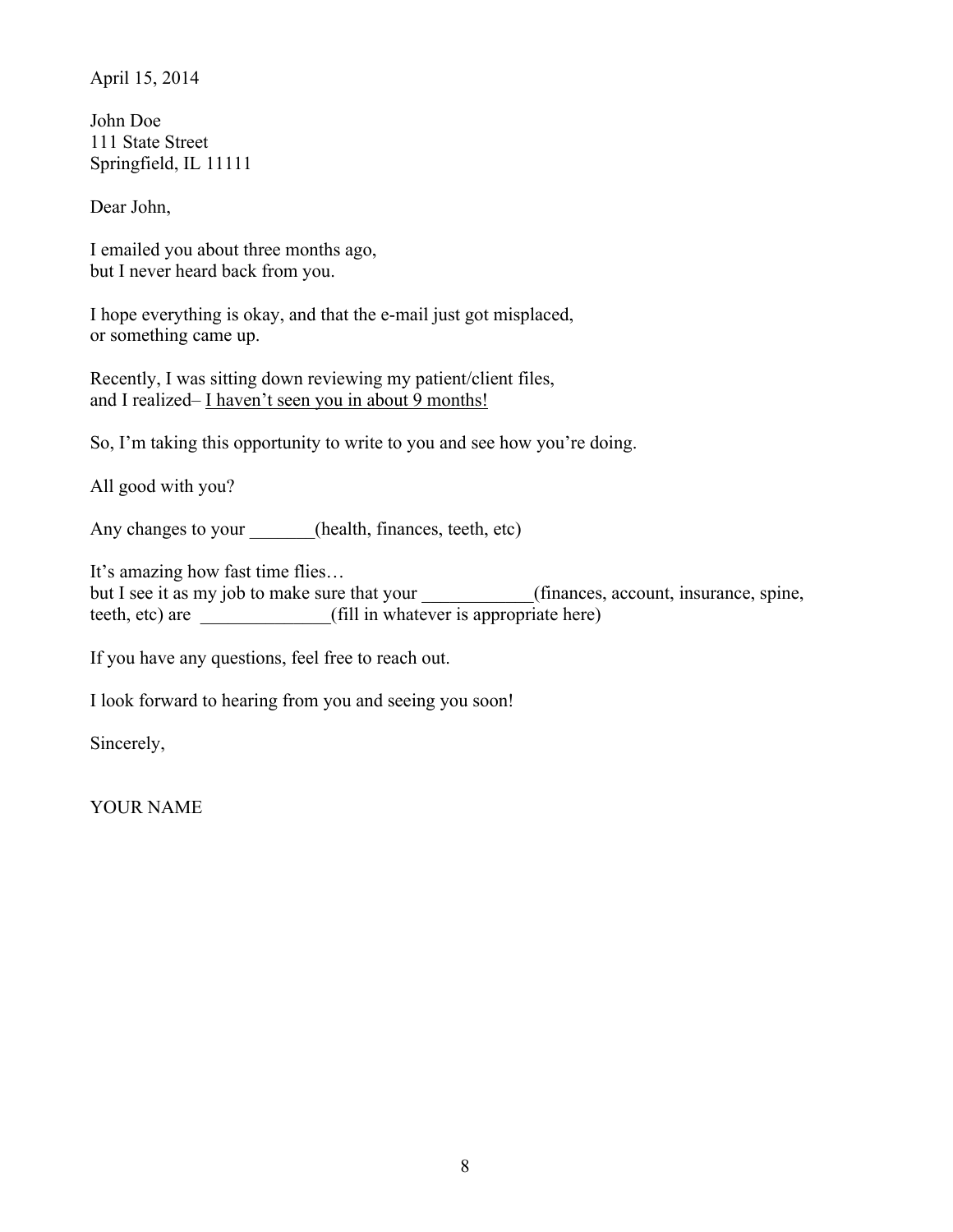April 15, 2014

John Doe
111 State Street
Springfield, IL 11111

Dear John,

I emailed you about three months ago,
but I never heard back from you.

I hope everything is okay, and that the e-mail just got misplaced,
or something came up.

Recently, I was sitting down reviewing my patient/client files,
and I realized– <u>I haven't seen you in about 9 months!</u>

So, I'm taking this opportunity to write to you and see how you're doing.

All good with you?

Any changes to your _______(health, finances, teeth, etc)

It's amazing how fast time flies…
but I see it as my job to make sure that your ____________(finances, account, insurance, spine, teeth, etc) are ______________(fill in whatever is appropriate here)

If you have any questions, feel free to reach out.

I look forward to hearing from you and seeing you soon!

Sincerely,

YOUR NAME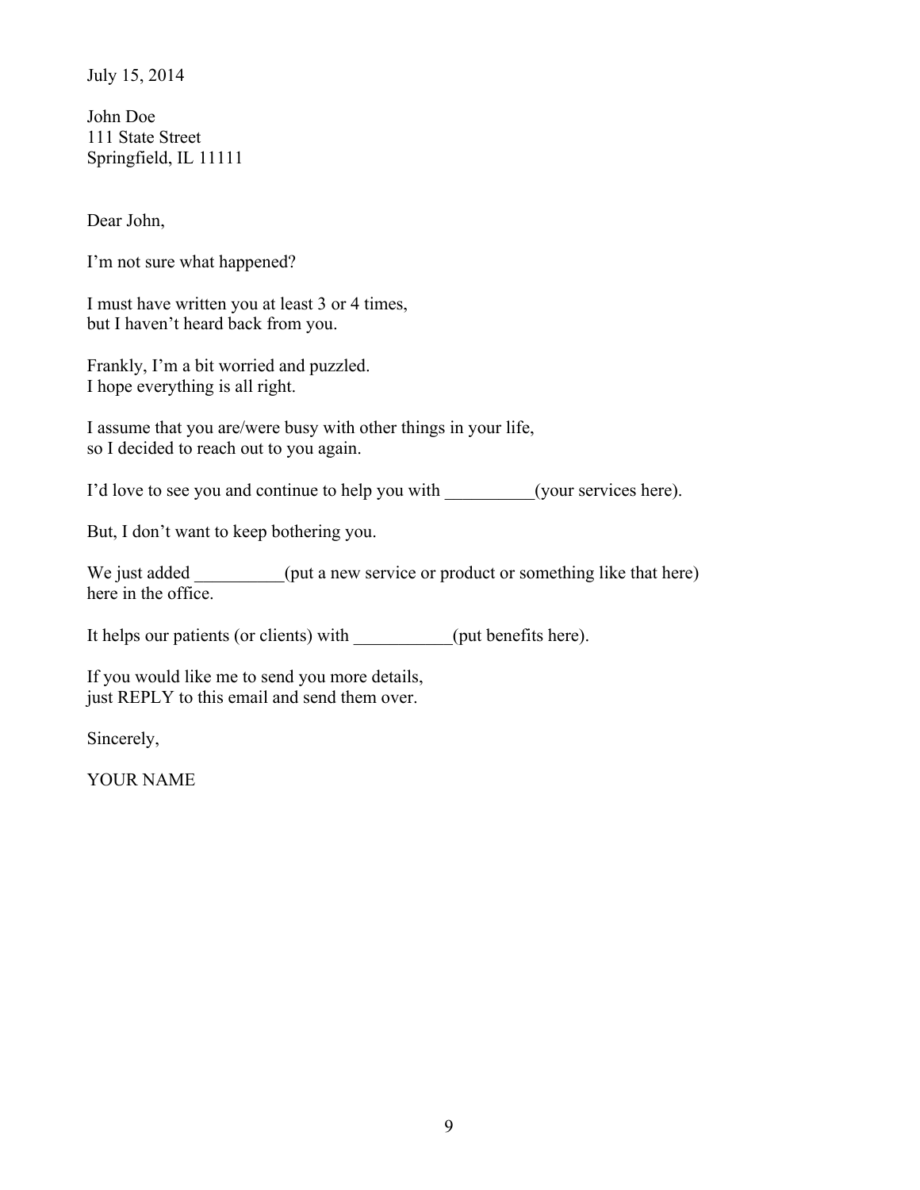July 15, 2014

John Doe
111 State Street
Springfield, IL 11111

Dear John,

I'm not sure what happened?

I must have written you at least 3 or 4 times,
but I haven't heard back from you.

Frankly, I'm a bit worried and puzzled.
I hope everything is all right.

I assume that you are/were busy with other things in your life,
so I decided to reach out to you again.

I'd love to see you and continue to help you with __________(your services here).

But, I don't want to keep bothering you.

We just added __________(put a new service or product or something like that here)
here in the office.

It helps our patients (or clients) with ___________(put benefits here).

If you would like me to send you more details,
just REPLY to this email and send them over.

Sincerely,

YOUR NAME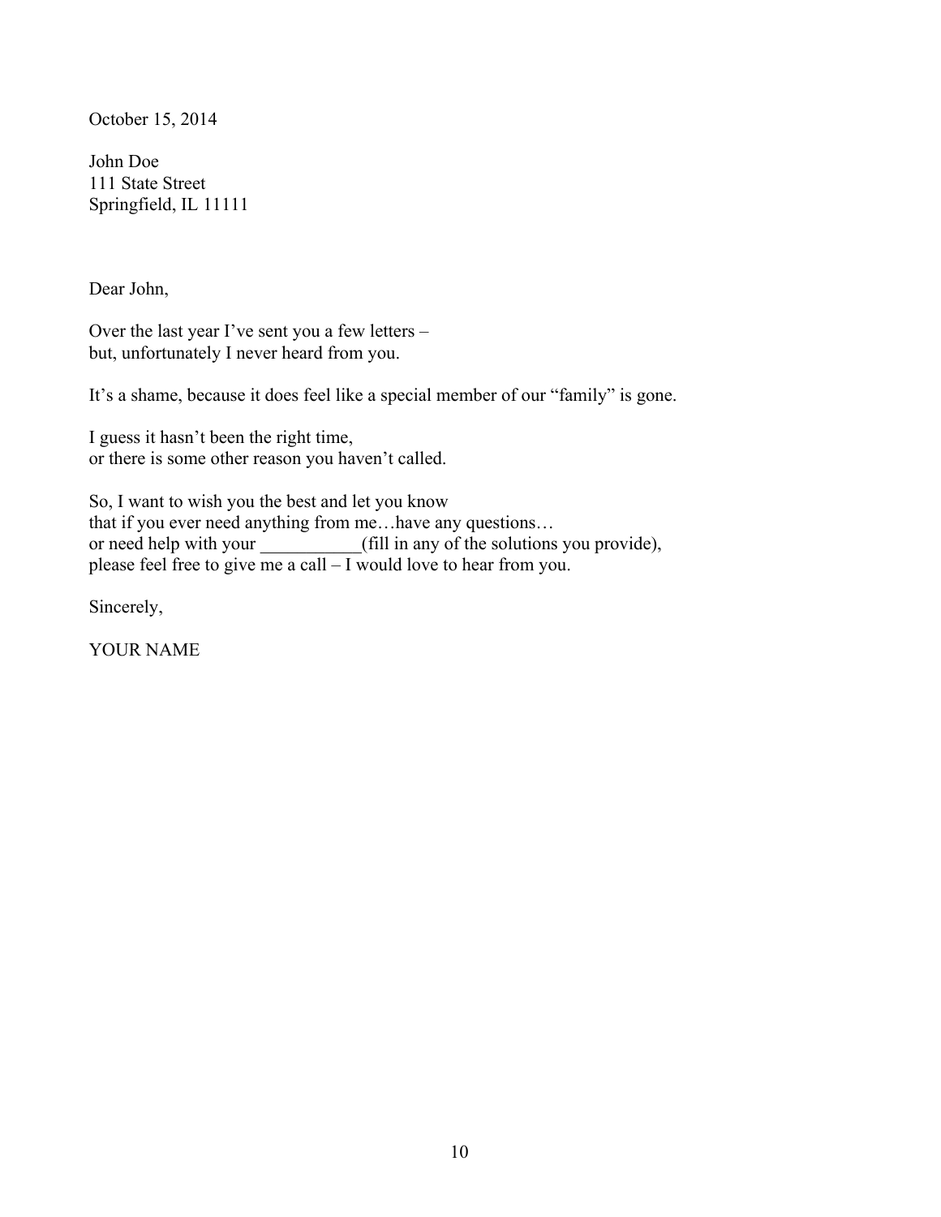October 15, 2014

John Doe
111 State Street
Springfield, IL 11111

Dear John,

Over the last year I’ve sent you a few letters –
but, unfortunately I never heard from you.

It’s a shame, because it does feel like a special member of our “family” is gone.

I guess it hasn’t been the right time,
or there is some other reason you haven’t called.

So, I want to wish you the best and let you know
that if you ever need anything from me…have any questions…
or need help with your ___________(fill in any of the solutions you provide),
please feel free to give me a call – I would love to hear from you.

Sincerely,

YOUR NAME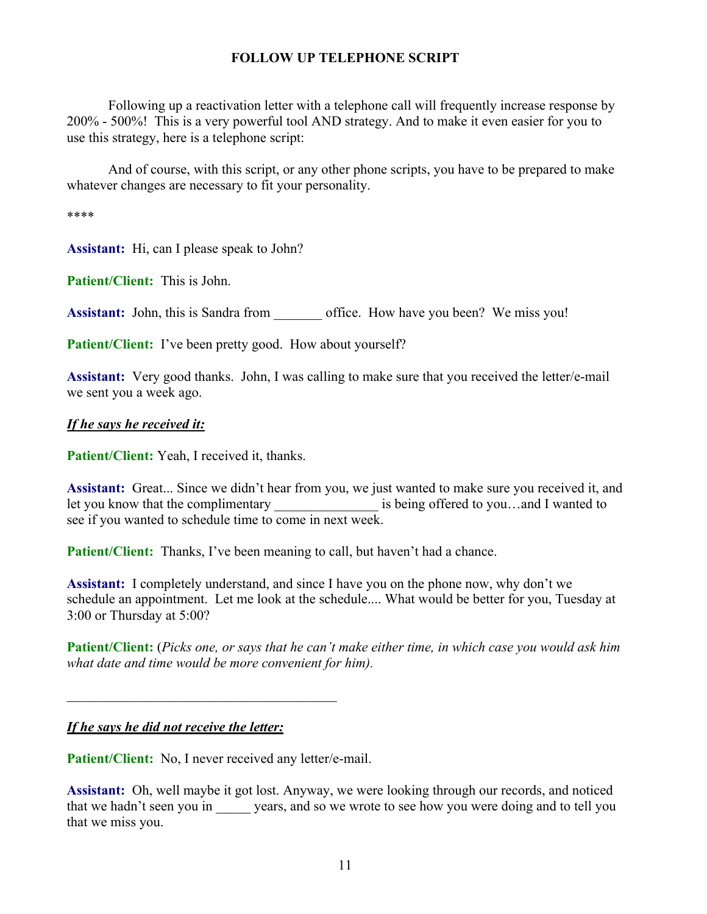## FOLLOW UP TELEPHONE SCRIPT

Following up a reactivation letter with a telephone call will frequently increase response by 200% - 500%! This is a very powerful tool AND strategy. And to make it even easier for you to use this strategy, here is a telephone script:

And of course, with this script, or any other phone scripts, you have to be prepared to make whatever changes are necessary to fit your personality.

****

**Assistant:** Hi, can I please speak to John?

**Patient/Client:** This is John.

**Assistant:** John, this is Sandra from _______ office. How have you been? We miss you!

**Patient/Client:** I've been pretty good. How about yourself?

**Assistant:** Very good thanks. John, I was calling to make sure that you received the letter/e-mail we sent you a week ago.

***If he says he received it:***

**Patient/Client:** Yeah, I received it, thanks.

**Assistant:** Great... Since we didn't hear from you, we just wanted to make sure you received it, and let you know that the complimentary _______________ is being offered to you…and I wanted to see if you wanted to schedule time to come in next week.

**Patient/Client:** Thanks, I've been meaning to call, but haven't had a chance.

**Assistant:** I completely understand, and since I have you on the phone now, why don't we schedule an appointment. Let me look at the schedule.... What would be better for you, Tuesday at 3:00 or Thursday at 5:00?

**Patient/Client:** (*Picks one, or says that he can't make either time, in which case you would ask him what date and time would be more convenient for him).*

---

***If he says he did not receive the letter:***

**Patient/Client:** No, I never received any letter/e-mail.

**Assistant:** Oh, well maybe it got lost. Anyway, we were looking through our records, and noticed that we hadn't seen you in _____ years, and so we wrote to see how you were doing and to tell you that we miss you.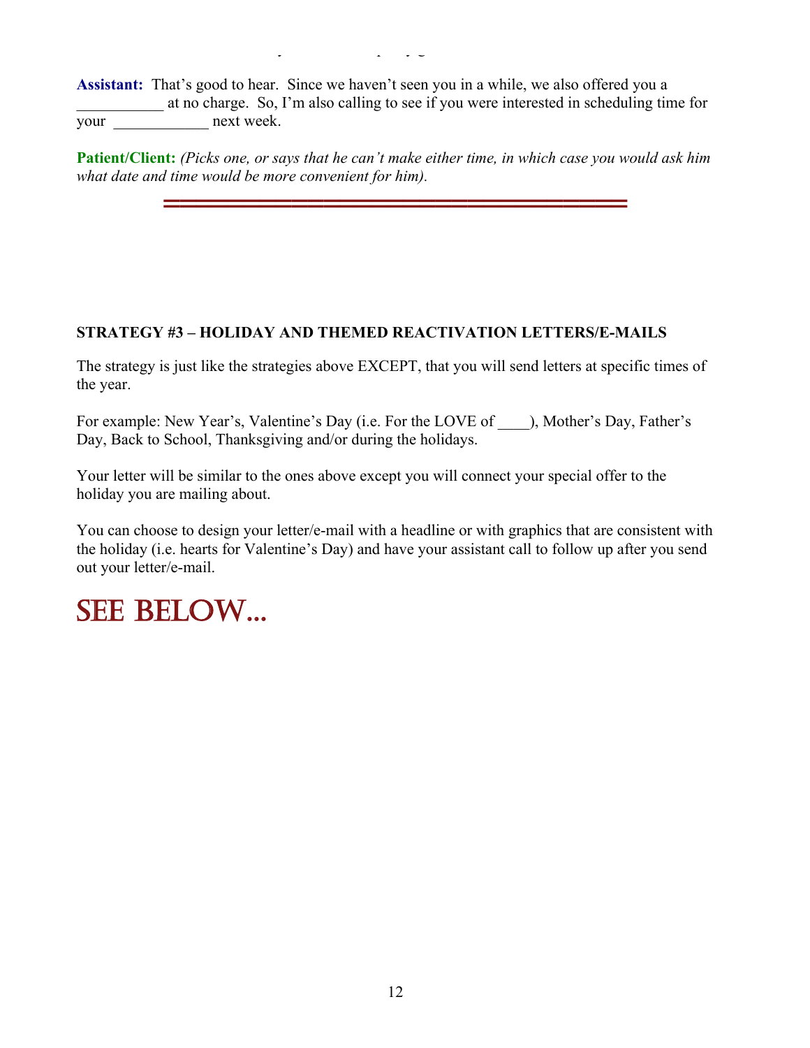**Assistant:** That's good to hear. Since we haven't seen you in a while, we also offered you a ___________ at no charge. So, I'm also calling to see if you were interested in scheduling time for your ____________ next week.

**Patient/Client:** *(Picks one, or says that he can't make either time, in which case you would ask him what date and time would be more convenient for him).*

---

**STRATEGY #3 – HOLIDAY AND THEMED REACTIVATION LETTERS/E-MAILS**

The strategy is just like the strategies above EXCEPT, that you will send letters at specific times of the year.

For example: New Year's, Valentine's Day (i.e. For the LOVE of ____), Mother's Day, Father's Day, Back to School, Thanksgiving and/or during the holidays.

Your letter will be similar to the ones above except you will connect your special offer to the holiday you are mailing about.

You can choose to design your letter/e-mail with a headline or with graphics that are consistent with the holiday (i.e. hearts for Valentine's Day) and have your assistant call to follow up after you send out your letter/e-mail.

# SEE BELOW...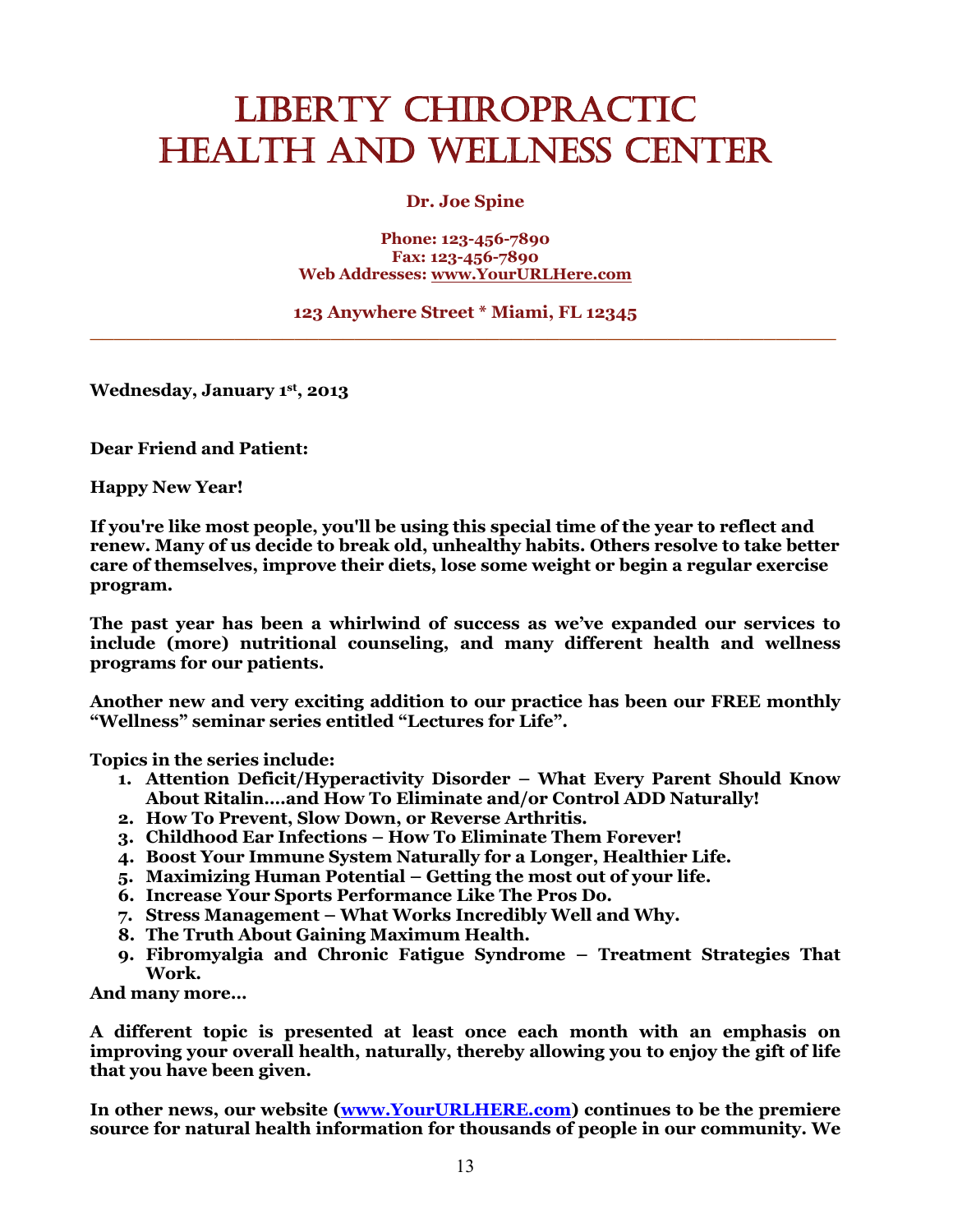# Liberty Chiropractic
# Health and Wellness Center

**Dr. Joe Spine**

**Phone: 123-456-7890**
**Fax: 123-456-7890**
**Web Addresses: www.YourURLHere.com**

**123 Anywhere Street * Miami, FL 12345**

---

**Wednesday, January 1st, 2013**

**Dear Friend and Patient:**

**Happy New Year!**

**If you're like most people, you'll be using this special time of the year to reflect and renew. Many of us decide to break old, unhealthy habits. Others resolve to take better care of themselves, improve their diets, lose some weight or begin a regular exercise program.**

**The past year has been a whirlwind of success as we've expanded our services to include (more) nutritional counseling, and many different health and wellness programs for our patients.**

**Another new and very exciting addition to our practice has been our FREE monthly "Wellness" seminar series entitled "Lectures for Life".**

**Topics in the series include:**

1. **Attention Deficit/Hyperactivity Disorder – What Every Parent Should Know About Ritalin….and How To Eliminate and/or Control ADD Naturally!**
2. **How To Prevent, Slow Down, or Reverse Arthritis.**
3. **Childhood Ear Infections – How To Eliminate Them Forever!**
4. **Boost Your Immune System Naturally for a Longer, Healthier Life.**
5. **Maximizing Human Potential – Getting the most out of your life.**
6. **Increase Your Sports Performance Like The Pros Do.**
7. **Stress Management – What Works Incredibly Well and Why.**
8. **The Truth About Gaining Maximum Health.**
9. **Fibromyalgia and Chronic Fatigue Syndrome – Treatment Strategies That Work.**

**And many more…**

**A different topic is presented at least once each month with an emphasis on improving your overall health, naturally, thereby allowing you to enjoy the gift of life that you have been given.**

**In other news, our website (www.YourURLHERE.com) continues to be the premiere source for natural health information for thousands of people in our community. We**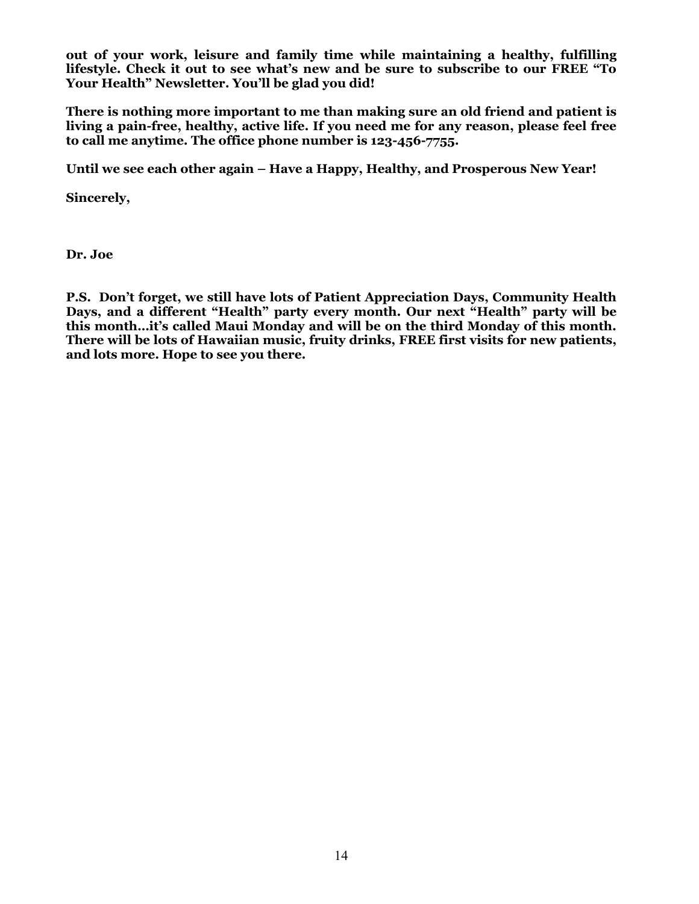**out of your work, leisure and family time while maintaining a healthy, fulfilling lifestyle. Check it out to see what's new and be sure to subscribe to our FREE "To Your Health" Newsletter. You'll be glad you did!**

**There is nothing more important to me than making sure an old friend and patient is living a pain-free, healthy, active life. If you need me for any reason, please feel free to call me anytime. The office phone number is 123-456-7755.**

**Until we see each other again – Have a Happy, Healthy, and Prosperous New Year!**

**Sincerely,**

**Dr. Joe**

**P.S. Don't forget, we still have lots of Patient Appreciation Days, Community Health Days, and a different "Health" party every month. Our next "Health" party will be this month…it's called Maui Monday and will be on the third Monday of this month. There will be lots of Hawaiian music, fruity drinks, FREE first visits for new patients, and lots more. Hope to see you there.**